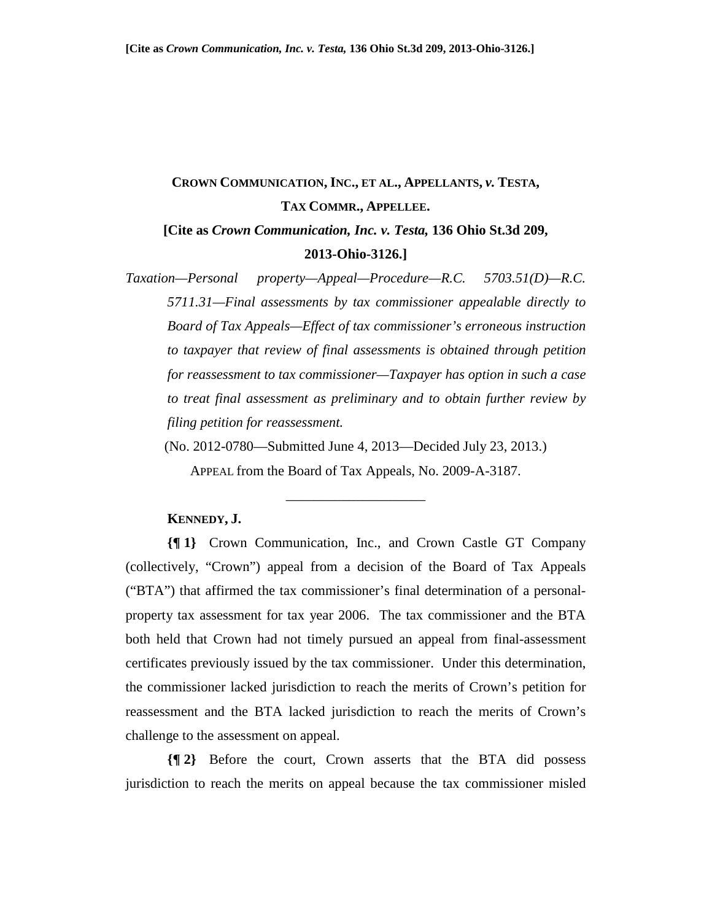**CROWN COMMUNICATION, INC., ET AL., APPELLANTS, *v.* TESTA, TAX COMMR., APPELLEE.**

**[Cite as *Crown Communication, Inc. v. Testa,* 136 Ohio St.3d 209, 2013-Ohio-3126.]**

*Taxation—Personal property—Appeal—Procedure—R.C. 5703.51(D)—R.C. 5711.31—Final assessments by tax commissioner appealable directly to Board of Tax Appeals—Effect of tax commissioner's erroneous instruction to taxpayer that review of final assessments is obtained through petition for reassessment to tax commissioner—Taxpayer has option in such a case to treat final assessment as preliminary and to obtain further review by filing petition for reassessment.*

(No. 2012-0780—Submitted June 4, 2013—Decided July 23, 2013.)

APPEAL from the Board of Tax Appeals, No. 2009-A-3187.

---

**KENNEDY, J.**

**{¶ 1}** Crown Communication, Inc., and Crown Castle GT Company (collectively, "Crown") appeal from a decision of the Board of Tax Appeals ("BTA") that affirmed the tax commissioner's final determination of a personal-property tax assessment for tax year 2006. The tax commissioner and the BTA both held that Crown had not timely pursued an appeal from final-assessment certificates previously issued by the tax commissioner. Under this determination, the commissioner lacked jurisdiction to reach the merits of Crown's petition for reassessment and the BTA lacked jurisdiction to reach the merits of Crown's challenge to the assessment on appeal.

**{¶ 2}** Before the court, Crown asserts that the BTA did possess jurisdiction to reach the merits on appeal because the tax commissioner misled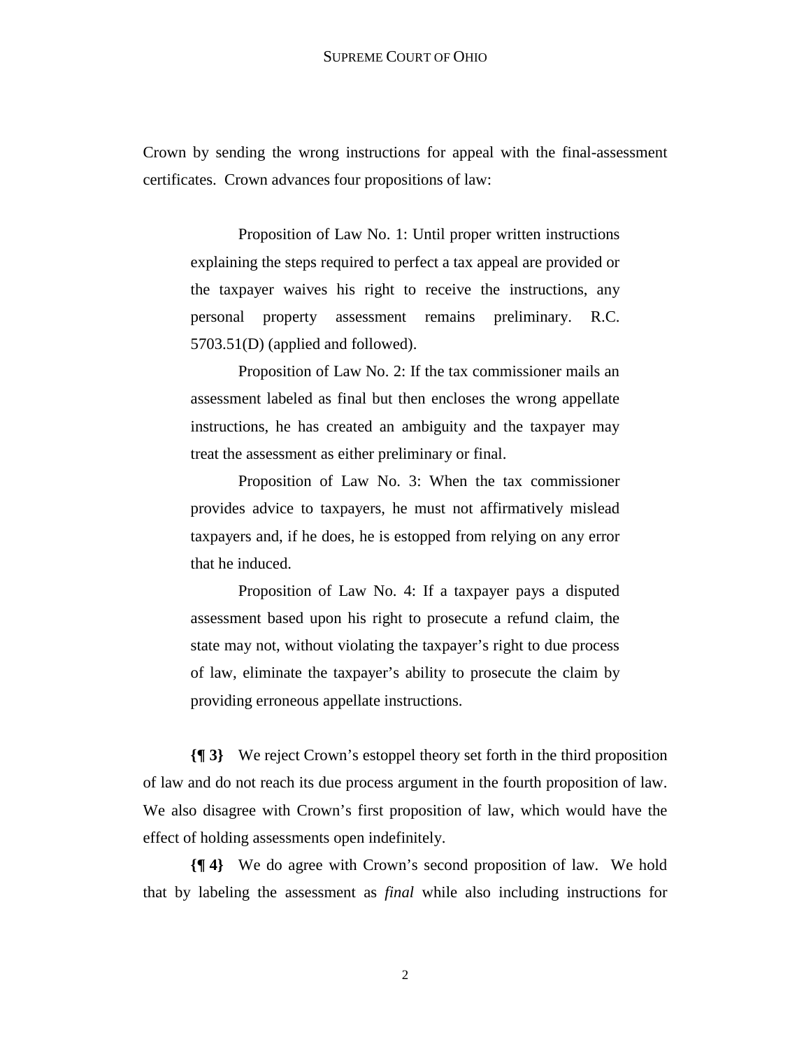Crown by sending the wrong instructions for appeal with the final-assessment certificates. Crown advances four propositions of law:

> Proposition of Law No. 1: Until proper written instructions explaining the steps required to perfect a tax appeal are provided or the taxpayer waives his right to receive the instructions, any personal property assessment remains preliminary. R.C. 5703.51(D) (applied and followed).
>
> Proposition of Law No. 2: If the tax commissioner mails an assessment labeled as final but then encloses the wrong appellate instructions, he has created an ambiguity and the taxpayer may treat the assessment as either preliminary or final.
>
> Proposition of Law No. 3: When the tax commissioner provides advice to taxpayers, he must not affirmatively mislead taxpayers and, if he does, he is estopped from relying on any error that he induced.
>
> Proposition of Law No. 4: If a taxpayer pays a disputed assessment based upon his right to prosecute a refund claim, the state may not, without violating the taxpayer's right to due process of law, eliminate the taxpayer's ability to prosecute the claim by providing erroneous appellate instructions.

**{¶ 3}** We reject Crown's estoppel theory set forth in the third proposition of law and do not reach its due process argument in the fourth proposition of law. We also disagree with Crown's first proposition of law, which would have the effect of holding assessments open indefinitely.

**{¶ 4}** We do agree with Crown's second proposition of law. We hold that by labeling the assessment as *final* while also including instructions for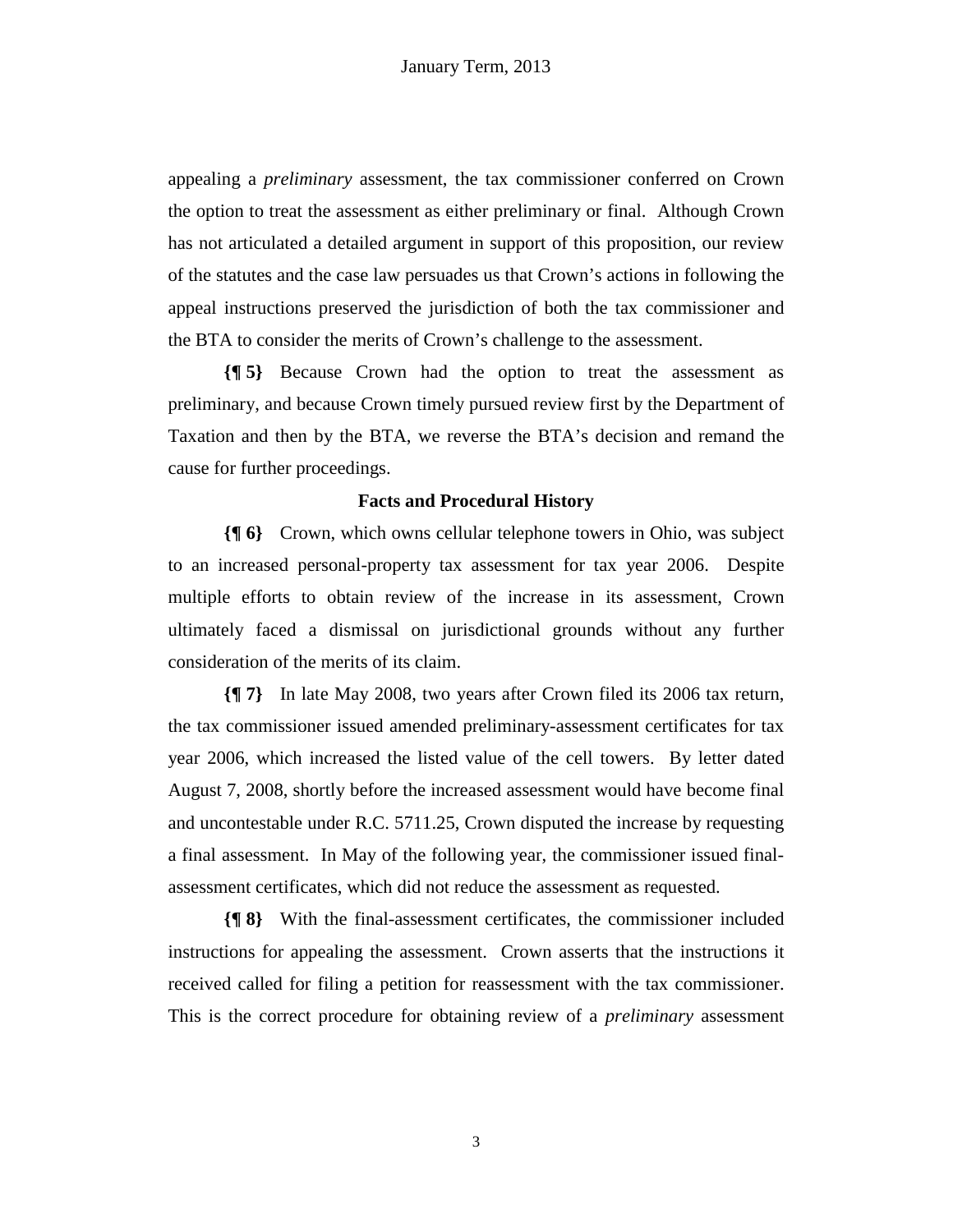appealing a *preliminary* assessment, the tax commissioner conferred on Crown the option to treat the assessment as either preliminary or final. Although Crown has not articulated a detailed argument in support of this proposition, our review of the statutes and the case law persuades us that Crown's actions in following the appeal instructions preserved the jurisdiction of both the tax commissioner and the BTA to consider the merits of Crown's challenge to the assessment.

**{¶ 5}** Because Crown had the option to treat the assessment as preliminary, and because Crown timely pursued review first by the Department of Taxation and then by the BTA, we reverse the BTA's decision and remand the cause for further proceedings.

**Facts and Procedural History**

**{¶ 6}** Crown, which owns cellular telephone towers in Ohio, was subject to an increased personal-property tax assessment for tax year 2006. Despite multiple efforts to obtain review of the increase in its assessment, Crown ultimately faced a dismissal on jurisdictional grounds without any further consideration of the merits of its claim.

**{¶ 7}** In late May 2008, two years after Crown filed its 2006 tax return, the tax commissioner issued amended preliminary-assessment certificates for tax year 2006, which increased the listed value of the cell towers. By letter dated August 7, 2008, shortly before the increased assessment would have become final and uncontestable under R.C. 5711.25, Crown disputed the increase by requesting a final assessment. In May of the following year, the commissioner issued final-assessment certificates, which did not reduce the assessment as requested.

**{¶ 8}** With the final-assessment certificates, the commissioner included instructions for appealing the assessment. Crown asserts that the instructions it received called for filing a petition for reassessment with the tax commissioner. This is the correct procedure for obtaining review of a *preliminary* assessment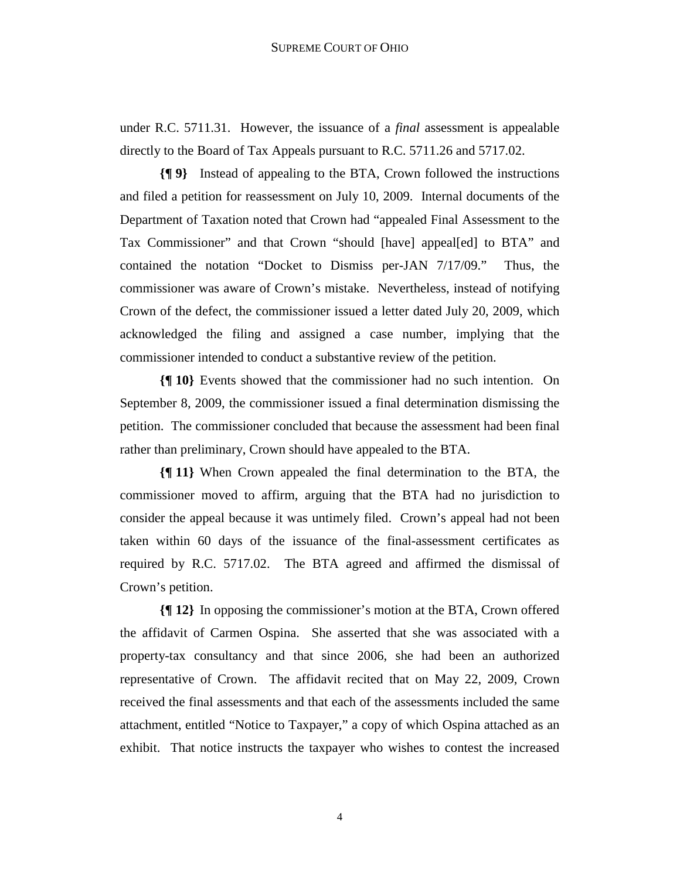under R.C. 5711.31. However, the issuance of a *final* assessment is appealable directly to the Board of Tax Appeals pursuant to R.C. 5711.26 and 5717.02.

**{¶ 9}** Instead of appealing to the BTA, Crown followed the instructions and filed a petition for reassessment on July 10, 2009. Internal documents of the Department of Taxation noted that Crown had "appealed Final Assessment to the Tax Commissioner" and that Crown "should [have] appeal[ed] to BTA" and contained the notation "Docket to Dismiss per-JAN 7/17/09." Thus, the commissioner was aware of Crown's mistake. Nevertheless, instead of notifying Crown of the defect, the commissioner issued a letter dated July 20, 2009, which acknowledged the filing and assigned a case number, implying that the commissioner intended to conduct a substantive review of the petition.

**{¶ 10}** Events showed that the commissioner had no such intention. On September 8, 2009, the commissioner issued a final determination dismissing the petition. The commissioner concluded that because the assessment had been final rather than preliminary, Crown should have appealed to the BTA.

**{¶ 11}** When Crown appealed the final determination to the BTA, the commissioner moved to affirm, arguing that the BTA had no jurisdiction to consider the appeal because it was untimely filed. Crown's appeal had not been taken within 60 days of the issuance of the final-assessment certificates as required by R.C. 5717.02. The BTA agreed and affirmed the dismissal of Crown's petition.

**{¶ 12}** In opposing the commissioner's motion at the BTA, Crown offered the affidavit of Carmen Ospina. She asserted that she was associated with a property-tax consultancy and that since 2006, she had been an authorized representative of Crown. The affidavit recited that on May 22, 2009, Crown received the final assessments and that each of the assessments included the same attachment, entitled "Notice to Taxpayer," a copy of which Ospina attached as an exhibit. That notice instructs the taxpayer who wishes to contest the increased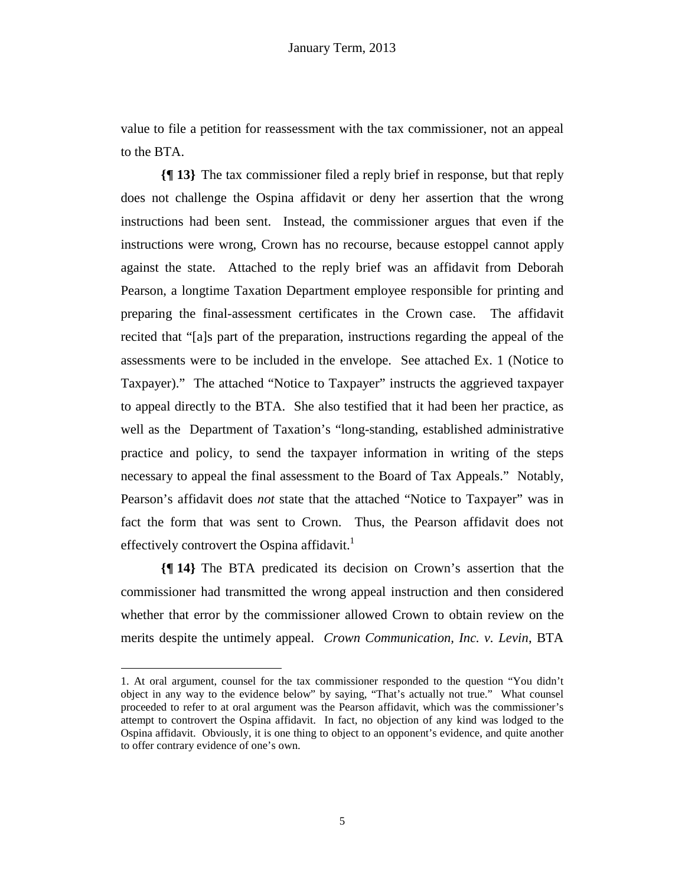value to file a petition for reassessment with the tax commissioner, not an appeal to the BTA.

**{¶ 13}** The tax commissioner filed a reply brief in response, but that reply does not challenge the Ospina affidavit or deny her assertion that the wrong instructions had been sent. Instead, the commissioner argues that even if the instructions were wrong, Crown has no recourse, because estoppel cannot apply against the state. Attached to the reply brief was an affidavit from Deborah Pearson, a longtime Taxation Department employee responsible for printing and preparing the final-assessment certificates in the Crown case. The affidavit recited that "[a]s part of the preparation, instructions regarding the appeal of the assessments were to be included in the envelope. See attached Ex. 1 (Notice to Taxpayer)." The attached "Notice to Taxpayer" instructs the aggrieved taxpayer to appeal directly to the BTA. She also testified that it had been her practice, as well as the Department of Taxation's "long-standing, established administrative practice and policy, to send the taxpayer information in writing of the steps necessary to appeal the final assessment to the Board of Tax Appeals." Notably, Pearson's affidavit does *not* state that the attached "Notice to Taxpayer" was in fact the form that was sent to Crown. Thus, the Pearson affidavit does not effectively controvert the Ospina affidavit.[1]

**{¶ 14}** The BTA predicated its decision on Crown's assertion that the commissioner had transmitted the wrong appeal instruction and then considered whether that error by the commissioner allowed Crown to obtain review on the merits despite the untimely appeal. *Crown Communication, Inc. v. Levin*, BTA

---

1. At oral argument, counsel for the tax commissioner responded to the question "You didn't object in any way to the evidence below" by saying, "That's actually not true." What counsel proceeded to refer to at oral argument was the Pearson affidavit, which was the commissioner's attempt to controvert the Ospina affidavit. In fact, no objection of any kind was lodged to the Ospina affidavit. Obviously, it is one thing to object to an opponent's evidence, and quite another to offer contrary evidence of one's own.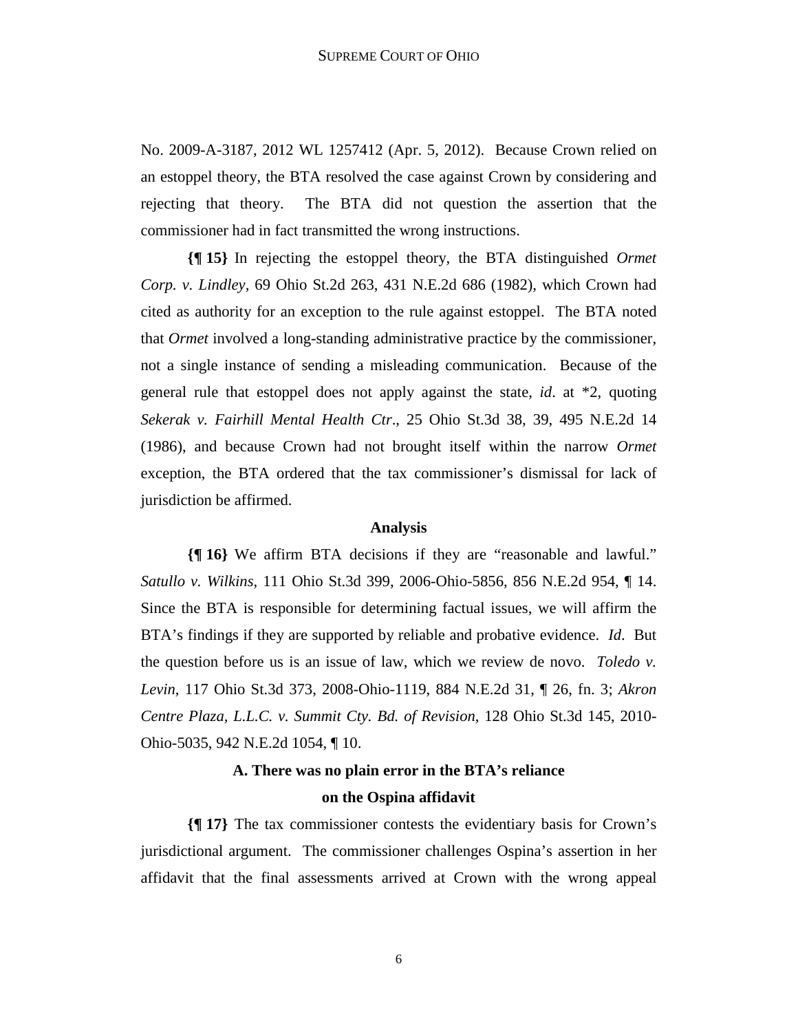No. 2009-A-3187, 2012 WL 1257412 (Apr. 5, 2012). Because Crown relied on an estoppel theory, the BTA resolved the case against Crown by considering and rejecting that theory. The BTA did not question the assertion that the commissioner had in fact transmitted the wrong instructions.

**{¶ 15}** In rejecting the estoppel theory, the BTA distinguished *Ormet Corp. v. Lindley*, 69 Ohio St.2d 263, 431 N.E.2d 686 (1982), which Crown had cited as authority for an exception to the rule against estoppel. The BTA noted that *Ormet* involved a long-standing administrative practice by the commissioner, not a single instance of sending a misleading communication. Because of the general rule that estoppel does not apply against the state, *id*. at *2, quoting *Sekerak v. Fairhill Mental Health Ctr*., 25 Ohio St.3d 38, 39, 495 N.E.2d 14 (1986), and because Crown had not brought itself within the narrow *Ormet* exception, the BTA ordered that the tax commissioner's dismissal for lack of jurisdiction be affirmed.

## Analysis

**{¶ 16}** We affirm BTA decisions if they are "reasonable and lawful." *Satullo v. Wilkins*, 111 Ohio St.3d 399, 2006-Ohio-5856, 856 N.E.2d 954, ¶ 14. Since the BTA is responsible for determining factual issues, we will affirm the BTA's findings if they are supported by reliable and probative evidence. *Id*. But the question before us is an issue of law, which we review de novo. *Toledo v. Levin*, 117 Ohio St.3d 373, 2008-Ohio-1119, 884 N.E.2d 31, ¶ 26, fn. 3; *Akron Centre Plaza, L.L.C. v. Summit Cty. Bd. of Revision*, 128 Ohio St.3d 145, 2010-Ohio-5035, 942 N.E.2d 1054, ¶ 10.

### A. There was no plain error in the BTA's reliance on the Ospina affidavit

**{¶ 17}** The tax commissioner contests the evidentiary basis for Crown's jurisdictional argument. The commissioner challenges Ospina's assertion in her affidavit that the final assessments arrived at Crown with the wrong appeal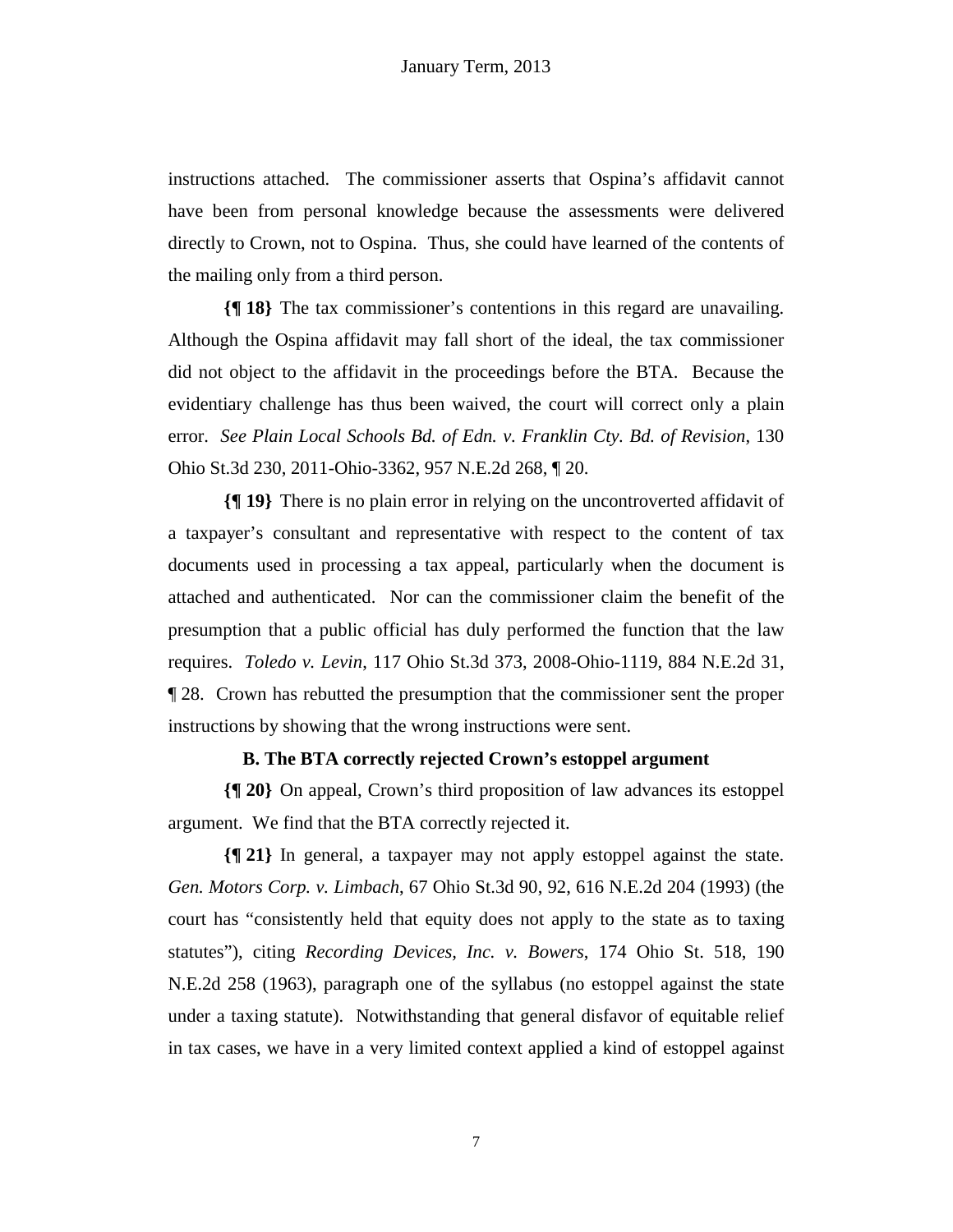instructions attached. The commissioner asserts that Ospina's affidavit cannot have been from personal knowledge because the assessments were delivered directly to Crown, not to Ospina. Thus, she could have learned of the contents of the mailing only from a third person.

**{¶ 18}** The tax commissioner's contentions in this regard are unavailing. Although the Ospina affidavit may fall short of the ideal, the tax commissioner did not object to the affidavit in the proceedings before the BTA. Because the evidentiary challenge has thus been waived, the court will correct only a plain error. *See Plain Local Schools Bd. of Edn. v. Franklin Cty. Bd. of Revision*, 130 Ohio St.3d 230, 2011-Ohio-3362, 957 N.E.2d 268, ¶ 20.

**{¶ 19}** There is no plain error in relying on the uncontroverted affidavit of a taxpayer's consultant and representative with respect to the content of tax documents used in processing a tax appeal, particularly when the document is attached and authenticated. Nor can the commissioner claim the benefit of the presumption that a public official has duly performed the function that the law requires. *Toledo v. Levin*, 117 Ohio St.3d 373, 2008-Ohio-1119, 884 N.E.2d 31, ¶ 28. Crown has rebutted the presumption that the commissioner sent the proper instructions by showing that the wrong instructions were sent.

**B. The BTA correctly rejected Crown's estoppel argument**

**{¶ 20}** On appeal, Crown's third proposition of law advances its estoppel argument. We find that the BTA correctly rejected it.

**{¶ 21}** In general, a taxpayer may not apply estoppel against the state. *Gen. Motors Corp. v. Limbach*, 67 Ohio St.3d 90, 92, 616 N.E.2d 204 (1993) (the court has "consistently held that equity does not apply to the state as to taxing statutes"), citing *Recording Devices, Inc. v. Bowers*, 174 Ohio St. 518, 190 N.E.2d 258 (1963), paragraph one of the syllabus (no estoppel against the state under a taxing statute). Notwithstanding that general disfavor of equitable relief in tax cases, we have in a very limited context applied a kind of estoppel against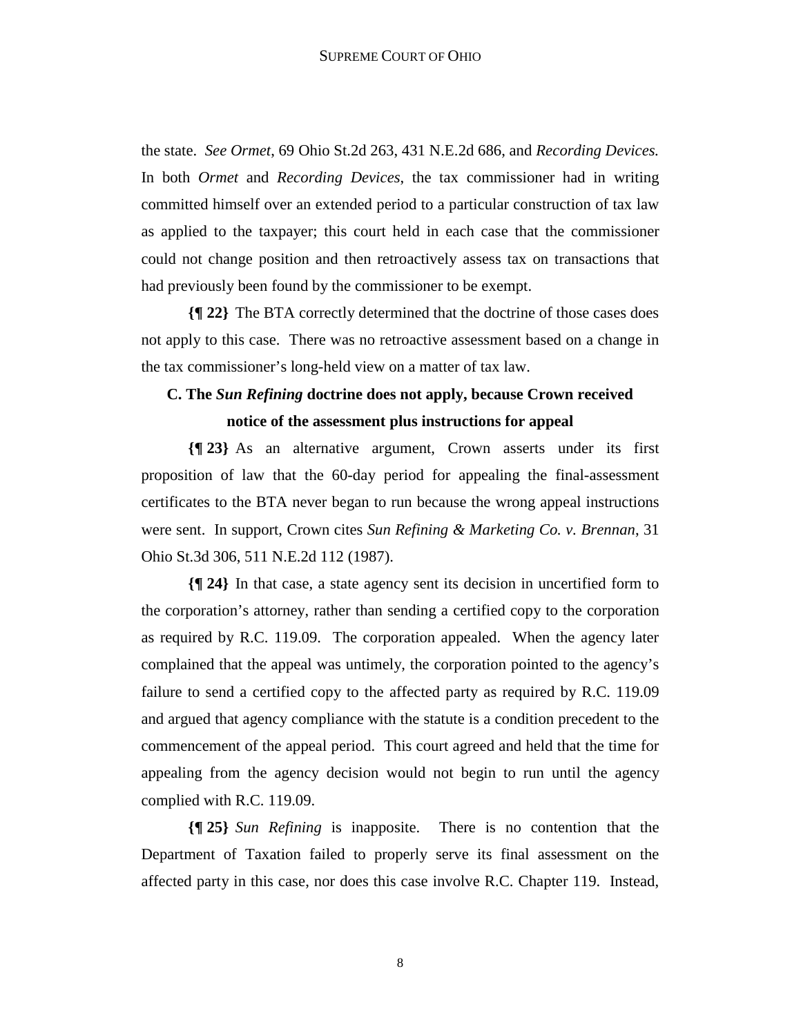the state. *See Ormet*, 69 Ohio St.2d 263, 431 N.E.2d 686, and *Recording Devices.* In both *Ormet* and *Recording Devices*, the tax commissioner had in writing committed himself over an extended period to a particular construction of tax law as applied to the taxpayer; this court held in each case that the commissioner could not change position and then retroactively assess tax on transactions that had previously been found by the commissioner to be exempt.

**{¶ 22}** The BTA correctly determined that the doctrine of those cases does not apply to this case. There was no retroactive assessment based on a change in the tax commissioner's long-held view on a matter of tax law.

### C. The *Sun Refining* doctrine does not apply, because Crown received notice of the assessment plus instructions for appeal

**{¶ 23}** As an alternative argument, Crown asserts under its first proposition of law that the 60-day period for appealing the final-assessment certificates to the BTA never began to run because the wrong appeal instructions were sent. In support, Crown cites *Sun Refining & Marketing Co. v. Brennan*, 31 Ohio St.3d 306, 511 N.E.2d 112 (1987).

**{¶ 24}** In that case, a state agency sent its decision in uncertified form to the corporation's attorney, rather than sending a certified copy to the corporation as required by R.C. 119.09. The corporation appealed. When the agency later complained that the appeal was untimely, the corporation pointed to the agency's failure to send a certified copy to the affected party as required by R.C. 119.09 and argued that agency compliance with the statute is a condition precedent to the commencement of the appeal period. This court agreed and held that the time for appealing from the agency decision would not begin to run until the agency complied with R.C. 119.09.

**{¶ 25}** *Sun Refining* is inapposite. There is no contention that the Department of Taxation failed to properly serve its final assessment on the affected party in this case, nor does this case involve R.C. Chapter 119. Instead,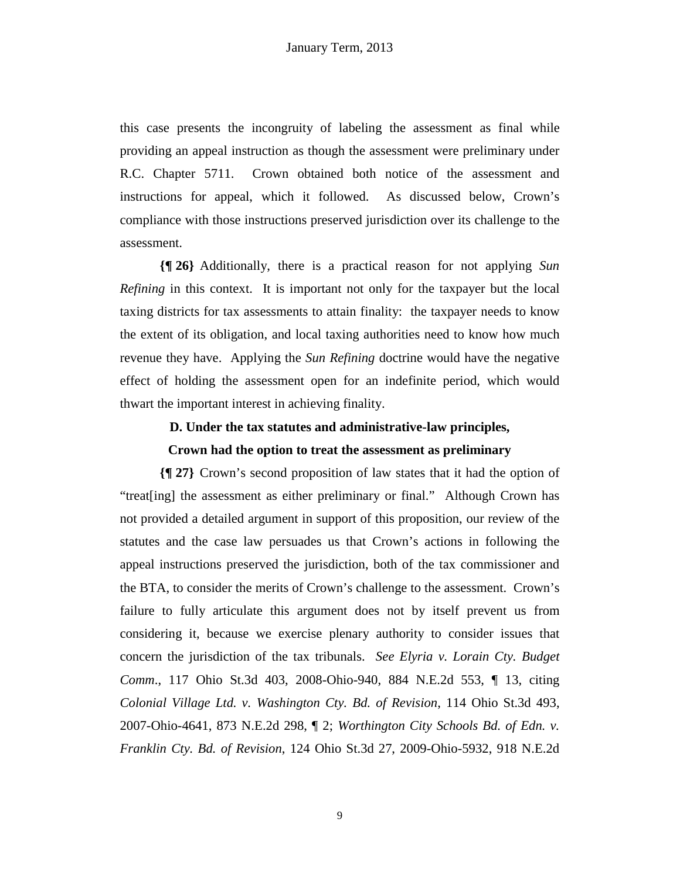this case presents the incongruity of labeling the assessment as final while providing an appeal instruction as though the assessment were preliminary under R.C. Chapter 5711. Crown obtained both notice of the assessment and instructions for appeal, which it followed. As discussed below, Crown's compliance with those instructions preserved jurisdiction over its challenge to the assessment.

**{¶ 26}** Additionally, there is a practical reason for not applying *Sun Refining* in this context. It is important not only for the taxpayer but the local taxing districts for tax assessments to attain finality: the taxpayer needs to know the extent of its obligation, and local taxing authorities need to know how much revenue they have. Applying the *Sun Refining* doctrine would have the negative effect of holding the assessment open for an indefinite period, which would thwart the important interest in achieving finality.

**D. Under the tax statutes and administrative-law principles, Crown had the option to treat the assessment as preliminary**

**{¶ 27}** Crown's second proposition of law states that it had the option of "treat[ing] the assessment as either preliminary or final." Although Crown has not provided a detailed argument in support of this proposition, our review of the statutes and the case law persuades us that Crown's actions in following the appeal instructions preserved the jurisdiction, both of the tax commissioner and the BTA, to consider the merits of Crown's challenge to the assessment. Crown's failure to fully articulate this argument does not by itself prevent us from considering it, because we exercise plenary authority to consider issues that concern the jurisdiction of the tax tribunals. *See Elyria v. Lorain Cty. Budget Comm.*, 117 Ohio St.3d 403, 2008-Ohio-940, 884 N.E.2d 553, ¶ 13, citing *Colonial Village Ltd. v. Washington Cty. Bd. of Revision*, 114 Ohio St.3d 493, 2007-Ohio-4641, 873 N.E.2d 298, ¶ 2; *Worthington City Schools Bd. of Edn. v. Franklin Cty. Bd. of Revision*, 124 Ohio St.3d 27, 2009-Ohio-5932, 918 N.E.2d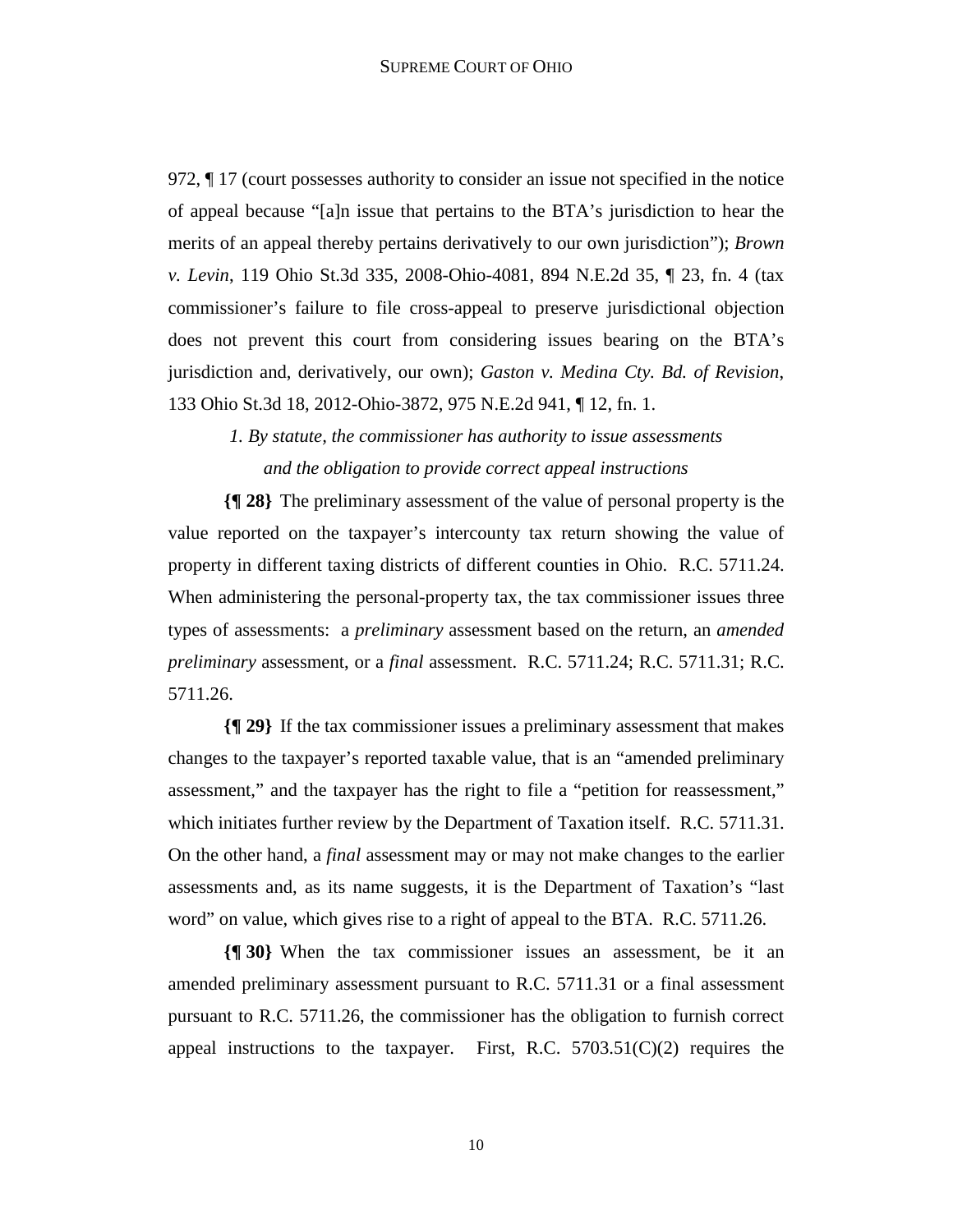972, ¶ 17 (court possesses authority to consider an issue not specified in the notice of appeal because "[a]n issue that pertains to the BTA's jurisdiction to hear the merits of an appeal thereby pertains derivatively to our own jurisdiction"); *Brown v. Levin*, 119 Ohio St.3d 335, 2008-Ohio-4081, 894 N.E.2d 35, ¶ 23, fn. 4 (tax commissioner's failure to file cross-appeal to preserve jurisdictional objection does not prevent this court from considering issues bearing on the BTA's jurisdiction and, derivatively, our own); *Gaston v. Medina Cty. Bd. of Revision*, 133 Ohio St.3d 18, 2012-Ohio-3872, 975 N.E.2d 941, ¶ 12, fn. 1.

*1. By statute, the commissioner has authority to issue assessments and the obligation to provide correct appeal instructions*

**{¶ 28}** The preliminary assessment of the value of personal property is the value reported on the taxpayer's intercounty tax return showing the value of property in different taxing districts of different counties in Ohio. R.C. 5711.24. When administering the personal-property tax, the tax commissioner issues three types of assessments: a *preliminary* assessment based on the return, an *amended preliminary* assessment, or a *final* assessment. R.C. 5711.24; R.C. 5711.31; R.C. 5711.26.

**{¶ 29}** If the tax commissioner issues a preliminary assessment that makes changes to the taxpayer's reported taxable value, that is an "amended preliminary assessment," and the taxpayer has the right to file a "petition for reassessment," which initiates further review by the Department of Taxation itself. R.C. 5711.31. On the other hand, a *final* assessment may or may not make changes to the earlier assessments and, as its name suggests, it is the Department of Taxation's "last word" on value, which gives rise to a right of appeal to the BTA. R.C. 5711.26.

**{¶ 30}** When the tax commissioner issues an assessment, be it an amended preliminary assessment pursuant to R.C. 5711.31 or a final assessment pursuant to R.C. 5711.26, the commissioner has the obligation to furnish correct appeal instructions to the taxpayer. First, R.C. 5703.51(C)(2) requires the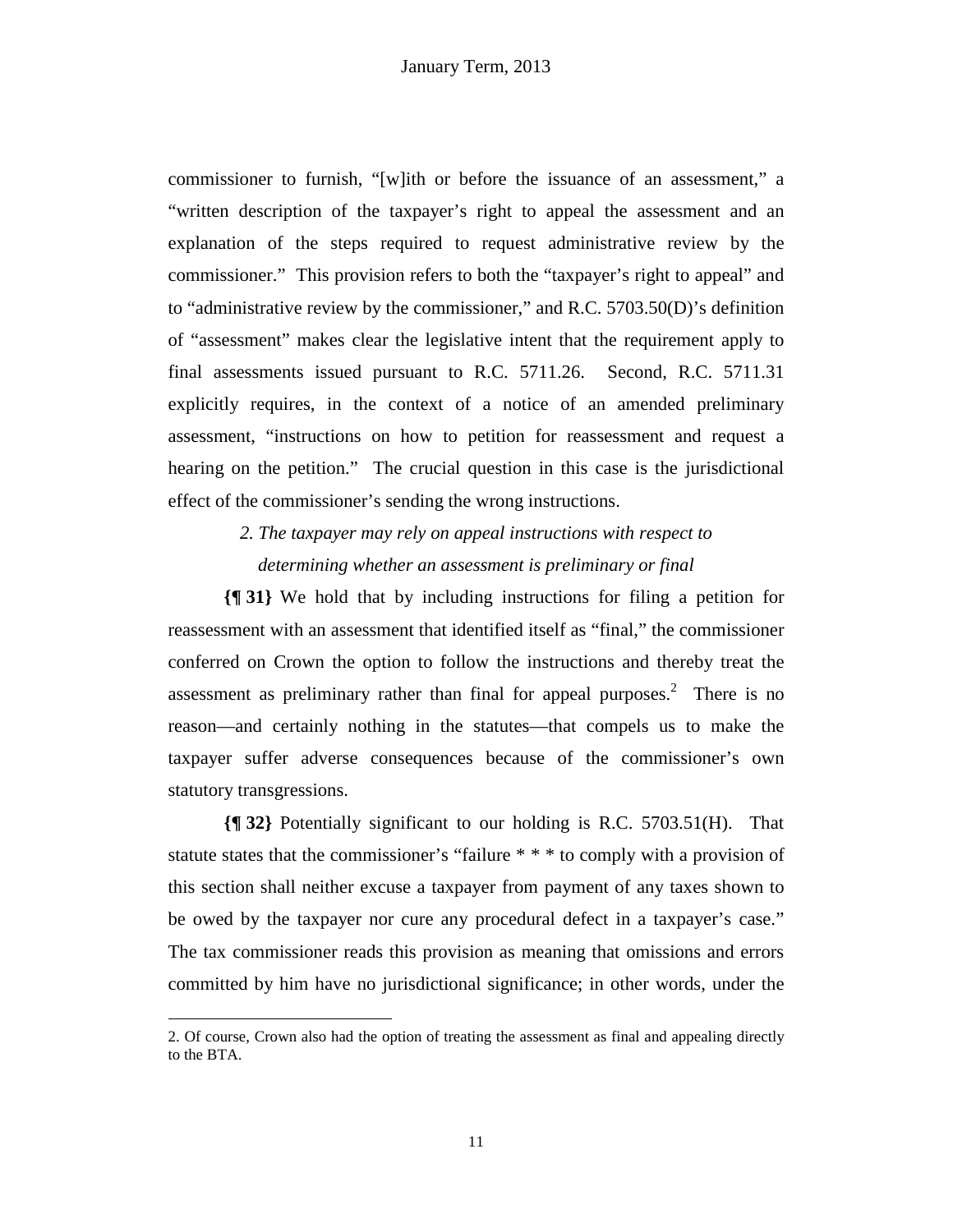commissioner to furnish, "[w]ith or before the issuance of an assessment," a "written description of the taxpayer's right to appeal the assessment and an explanation of the steps required to request administrative review by the commissioner." This provision refers to both the "taxpayer's right to appeal" and to "administrative review by the commissioner," and R.C. 5703.50(D)'s definition of "assessment" makes clear the legislative intent that the requirement apply to final assessments issued pursuant to R.C. 5711.26. Second, R.C. 5711.31 explicitly requires, in the context of a notice of an amended preliminary assessment, "instructions on how to petition for reassessment and request a hearing on the petition." The crucial question in this case is the jurisdictional effect of the commissioner's sending the wrong instructions.

*2. The taxpayer may rely on appeal instructions with respect to determining whether an assessment is preliminary or final*

**{¶ 31}** We hold that by including instructions for filing a petition for reassessment with an assessment that identified itself as "final," the commissioner conferred on Crown the option to follow the instructions and thereby treat the assessment as preliminary rather than final for appeal purposes.[2] There is no reason—and certainly nothing in the statutes—that compels us to make the taxpayer suffer adverse consequences because of the commissioner's own statutory transgressions.

**{¶ 32}** Potentially significant to our holding is R.C. 5703.51(H). That statute states that the commissioner's "failure * * * to comply with a provision of this section shall neither excuse a taxpayer from payment of any taxes shown to be owed by the taxpayer nor cure any procedural defect in a taxpayer's case." The tax commissioner reads this provision as meaning that omissions and errors committed by him have no jurisdictional significance; in other words, under the

2. Of course, Crown also had the option of treating the assessment as final and appealing directly to the BTA.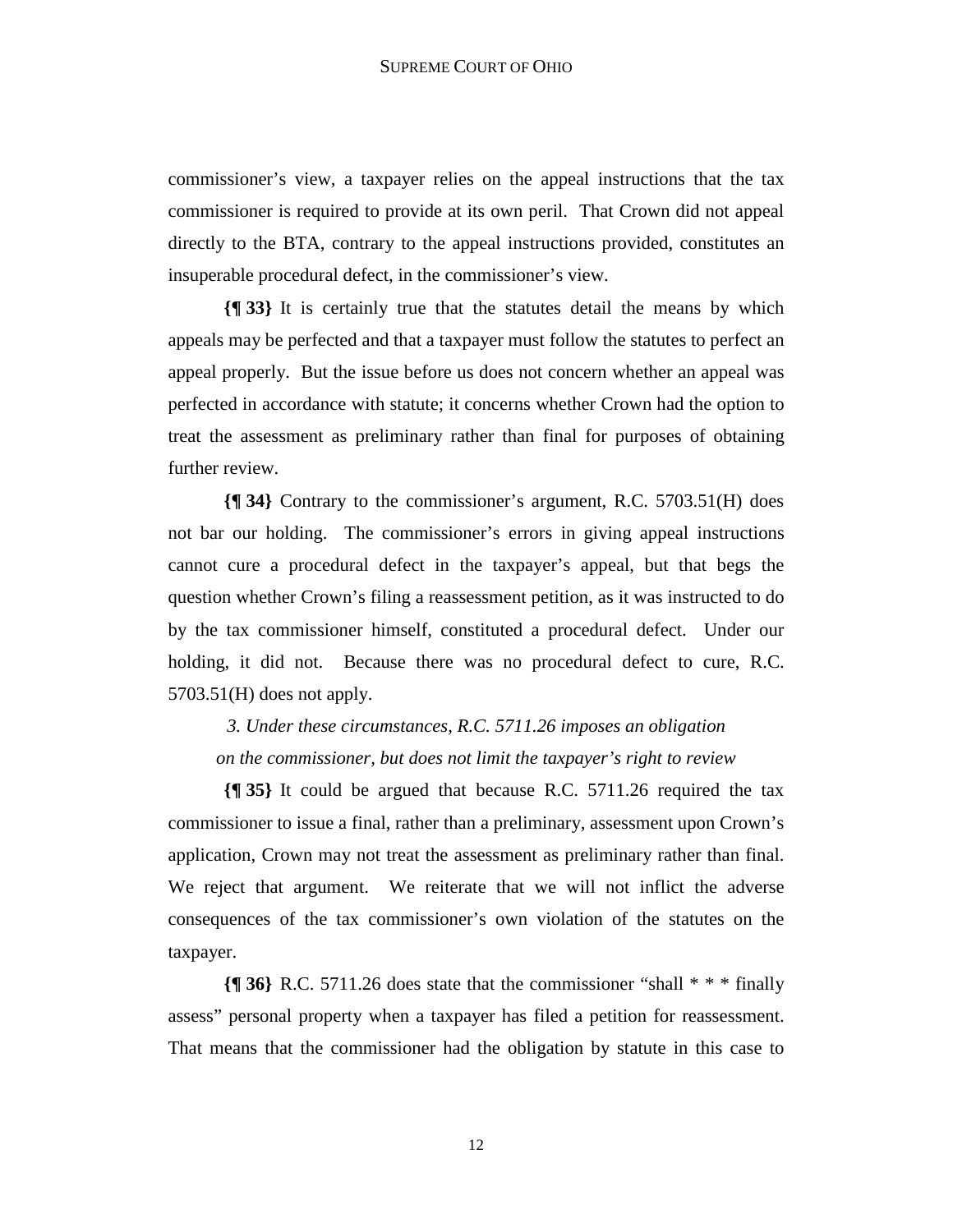commissioner's view, a taxpayer relies on the appeal instructions that the tax commissioner is required to provide at its own peril. That Crown did not appeal directly to the BTA, contrary to the appeal instructions provided, constitutes an insuperable procedural defect, in the commissioner's view.

**{¶ 33}** It is certainly true that the statutes detail the means by which appeals may be perfected and that a taxpayer must follow the statutes to perfect an appeal properly. But the issue before us does not concern whether an appeal was perfected in accordance with statute; it concerns whether Crown had the option to treat the assessment as preliminary rather than final for purposes of obtaining further review.

**{¶ 34}** Contrary to the commissioner's argument, R.C. 5703.51(H) does not bar our holding. The commissioner's errors in giving appeal instructions cannot cure a procedural defect in the taxpayer's appeal, but that begs the question whether Crown's filing a reassessment petition, as it was instructed to do by the tax commissioner himself, constituted a procedural defect. Under our holding, it did not. Because there was no procedural defect to cure, R.C. 5703.51(H) does not apply.

*3. Under these circumstances, R.C. 5711.26 imposes an obligation on the commissioner, but does not limit the taxpayer's right to review*

**{¶ 35}** It could be argued that because R.C. 5711.26 required the tax commissioner to issue a final, rather than a preliminary, assessment upon Crown's application, Crown may not treat the assessment as preliminary rather than final. We reject that argument. We reiterate that we will not inflict the adverse consequences of the tax commissioner's own violation of the statutes on the taxpayer.

**{¶ 36}** R.C. 5711.26 does state that the commissioner "shall * * * finally assess" personal property when a taxpayer has filed a petition for reassessment. That means that the commissioner had the obligation by statute in this case to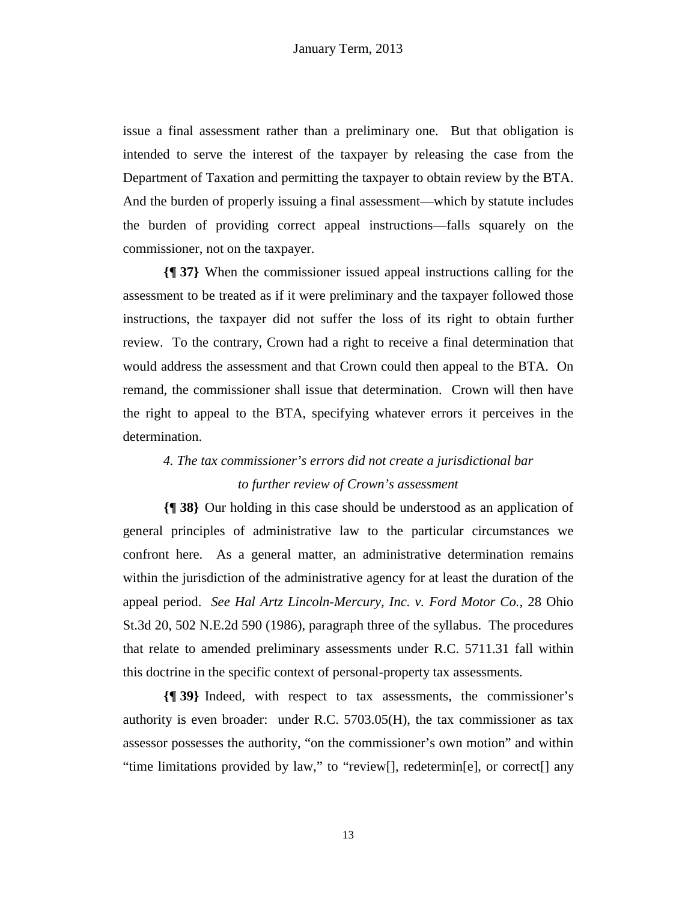issue a final assessment rather than a preliminary one. But that obligation is intended to serve the interest of the taxpayer by releasing the case from the Department of Taxation and permitting the taxpayer to obtain review by the BTA. And the burden of properly issuing a final assessment—which by statute includes the burden of providing correct appeal instructions—falls squarely on the commissioner, not on the taxpayer.

**{¶ 37}** When the commissioner issued appeal instructions calling for the assessment to be treated as if it were preliminary and the taxpayer followed those instructions, the taxpayer did not suffer the loss of its right to obtain further review. To the contrary, Crown had a right to receive a final determination that would address the assessment and that Crown could then appeal to the BTA. On remand, the commissioner shall issue that determination. Crown will then have the right to appeal to the BTA, specifying whatever errors it perceives in the determination.

*4. The tax commissioner's errors did not create a jurisdictional bar to further review of Crown's assessment*

**{¶ 38}** Our holding in this case should be understood as an application of general principles of administrative law to the particular circumstances we confront here. As a general matter, an administrative determination remains within the jurisdiction of the administrative agency for at least the duration of the appeal period. *See Hal Artz Lincoln-Mercury, Inc. v. Ford Motor Co.*, 28 Ohio St.3d 20, 502 N.E.2d 590 (1986), paragraph three of the syllabus. The procedures that relate to amended preliminary assessments under R.C. 5711.31 fall within this doctrine in the specific context of personal-property tax assessments.

**{¶ 39}** Indeed, with respect to tax assessments, the commissioner's authority is even broader: under R.C. 5703.05(H), the tax commissioner as tax assessor possesses the authority, "on the commissioner's own motion" and within "time limitations provided by law," to "review[], redetermin[e], or correct[] any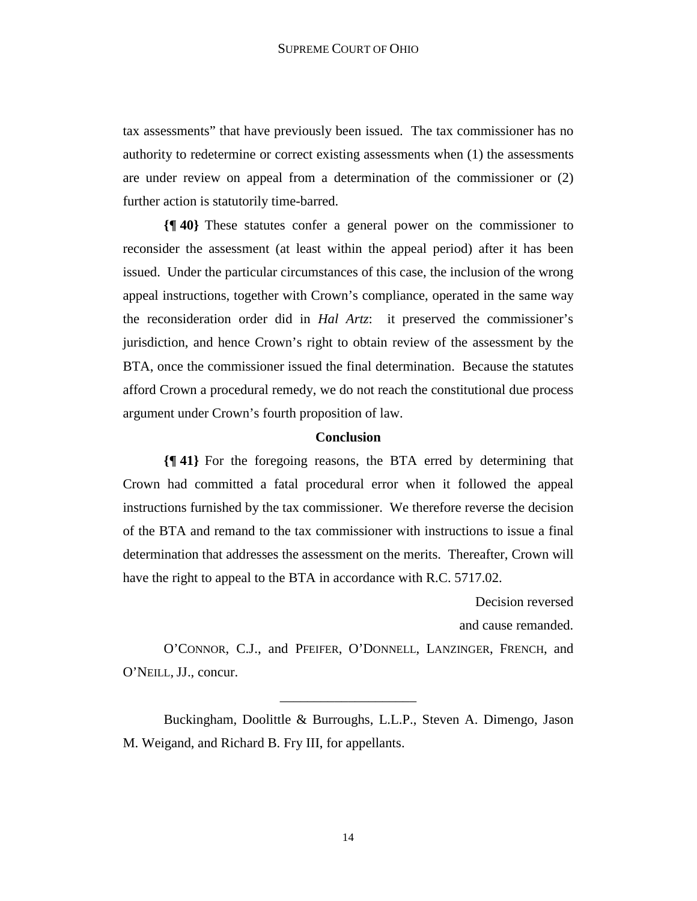tax assessments" that have previously been issued. The tax commissioner has no authority to redetermine or correct existing assessments when (1) the assessments are under review on appeal from a determination of the commissioner or (2) further action is statutorily time-barred.

**{¶ 40}** These statutes confer a general power on the commissioner to reconsider the assessment (at least within the appeal period) after it has been issued. Under the particular circumstances of this case, the inclusion of the wrong appeal instructions, together with Crown's compliance, operated in the same way the reconsideration order did in *Hal Artz*: it preserved the commissioner's jurisdiction, and hence Crown's right to obtain review of the assessment by the BTA, once the commissioner issued the final determination. Because the statutes afford Crown a procedural remedy, we do not reach the constitutional due process argument under Crown's fourth proposition of law.

**Conclusion**

**{¶ 41}** For the foregoing reasons, the BTA erred by determining that Crown had committed a fatal procedural error when it followed the appeal instructions furnished by the tax commissioner. We therefore reverse the decision of the BTA and remand to the tax commissioner with instructions to issue a final determination that addresses the assessment on the merits. Thereafter, Crown will have the right to appeal to the BTA in accordance with R.C. 5717.02.

Decision reversed
and cause remanded.

O'CONNOR, C.J., and PFEIFER, O'DONNELL, LANZINGER, FRENCH, and O'NEILL, JJ., concur.

---

Buckingham, Doolittle & Burroughs, L.L.P., Steven A. Dimengo, Jason M. Weigand, and Richard B. Fry III, for appellants.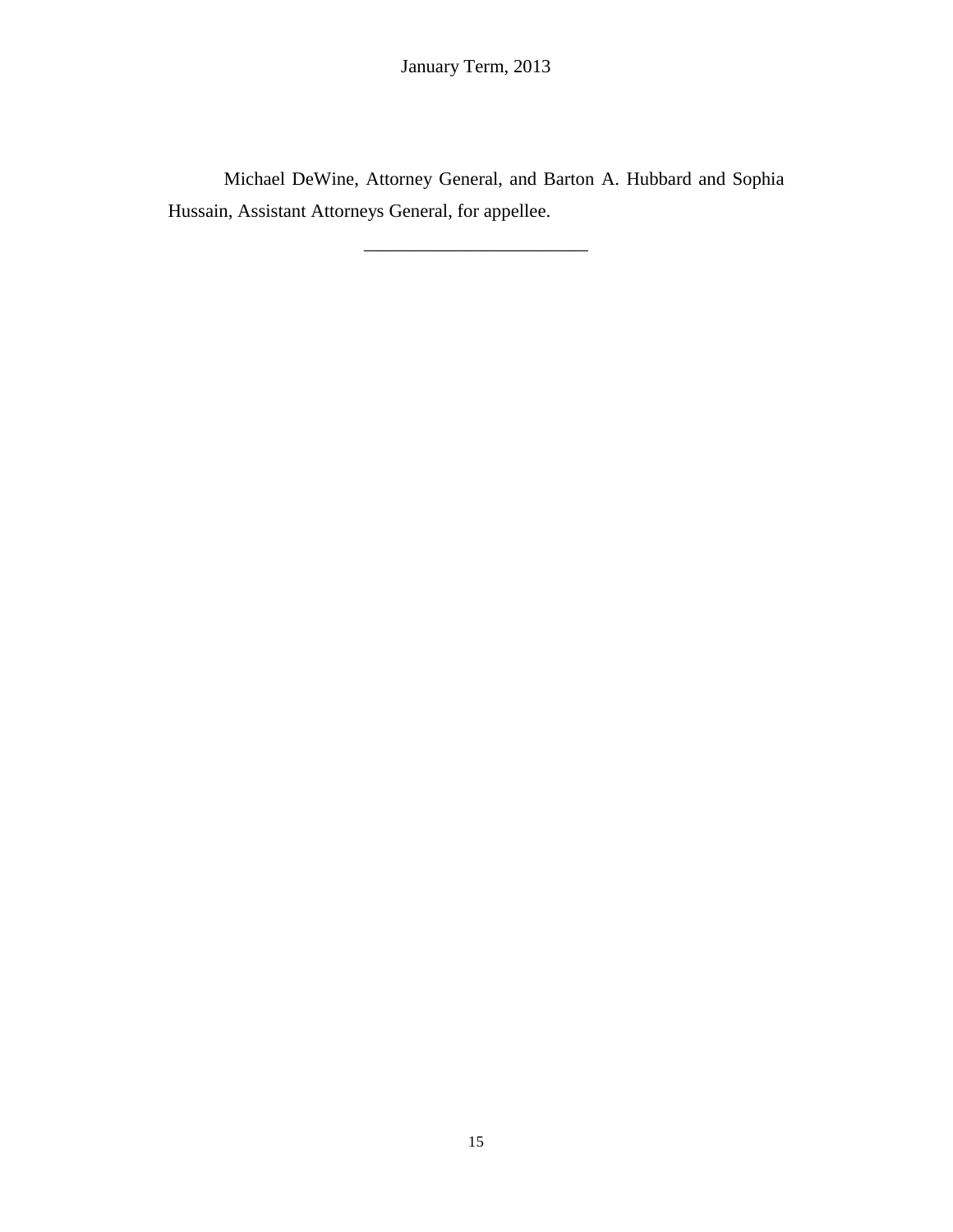Michael DeWine, Attorney General, and Barton A. Hubbard and Sophia Hussain, Assistant Attorneys General, for appellee.

________________________